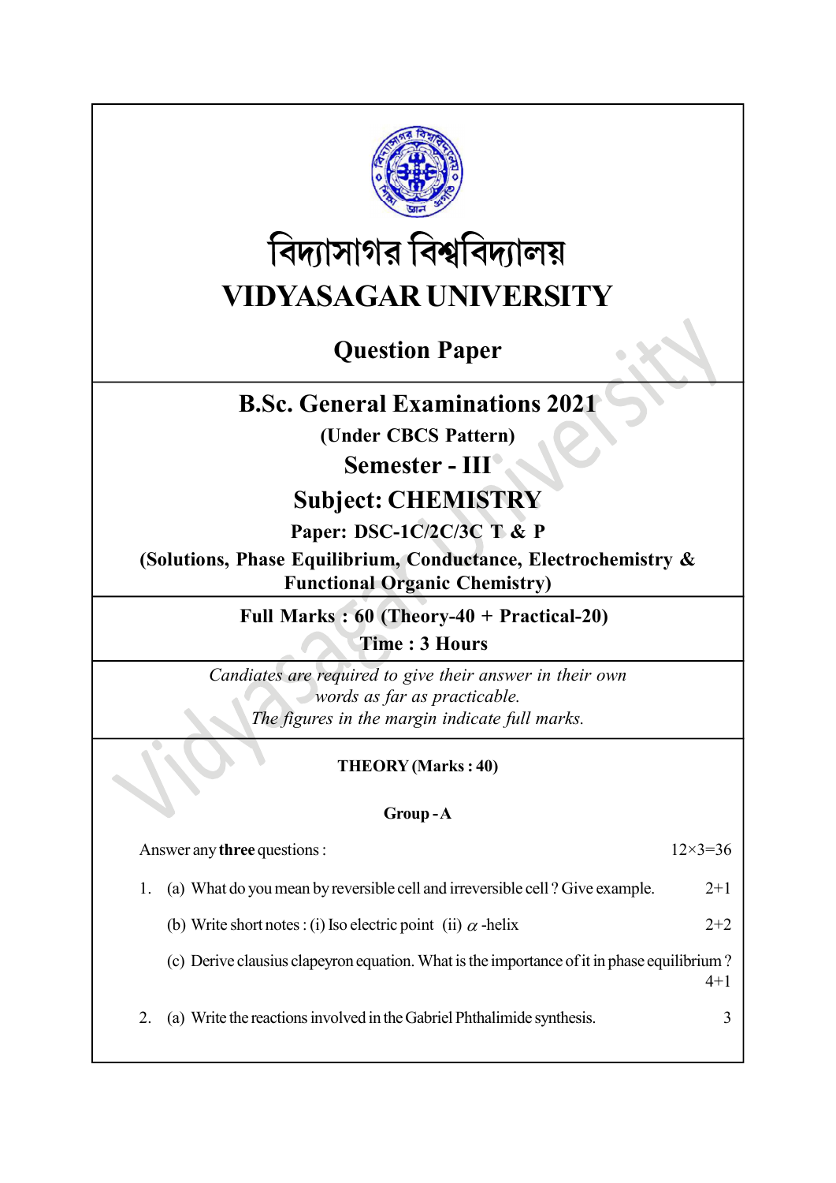বিদ্যাসাগর বিশ্ববিদ্যালয়

# VIDYASAGAR UNIVERSITY

## Question Paper

## B.Sc. General Examinations 2021

**(Under CBCS Pattern)**

## Semester - III

## Subject: CHEMISTRY

**Paper: DSC-1C/2C/3C T & P**

**(Solutions, Phase Equilibrium, Conductance, Electrochemistry & Functional Organic Chemistry)**

**Full Marks : 60 (Theory-40 + Practical-20)**

**Time : 3 Hours**

*Candiates are required to give their answer in their own words as far as practicable.*

*The figures in the margin indicate full marks.*

### THEORY (Marks : 40)

### Group - A

Answer any **three** questions : 12×3=36

1. (a) What do you mean by reversible cell and irreversible cell ? Give example. 2+1

   (b) Write short notes : (i) Iso electric point (ii) $\alpha$ -helix 2+2

   (c) Derive clausius clapeyron equation. What is the importance of it in phase equilibrium ? 4+1

2. (a) Write the reactions involved in the Gabriel Phthalimide synthesis. 3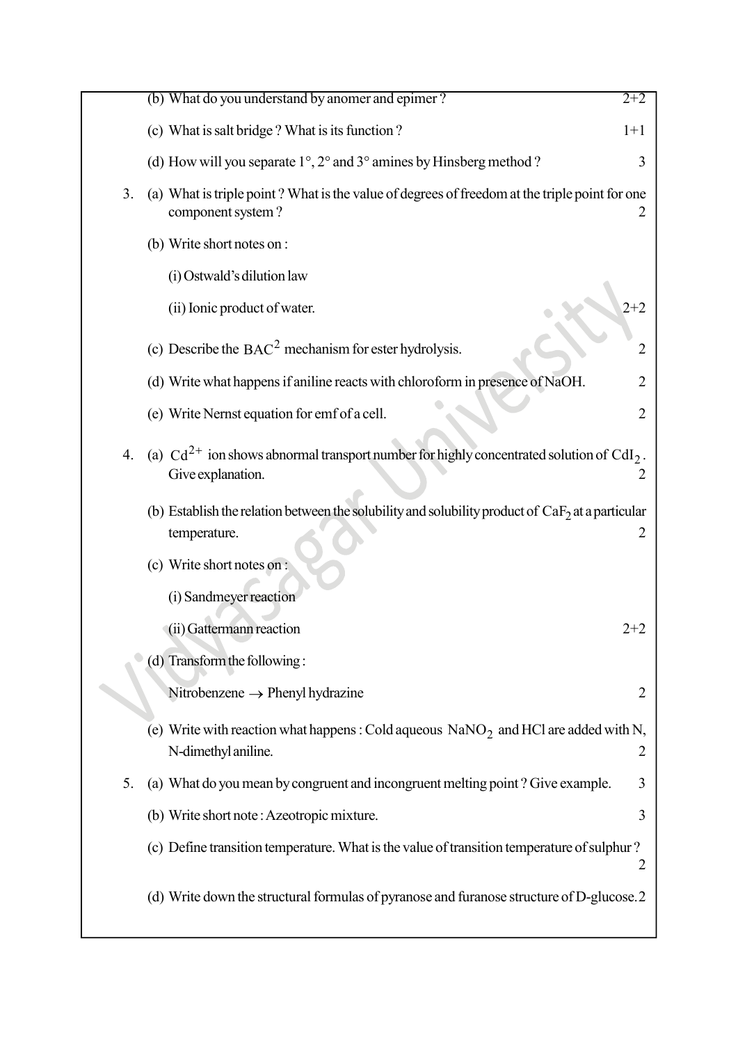(b) What do you understand by anomer and epimer ? 2+2

(c) What is salt bridge ? What is its function ? 1+1

(d) How will you separate 1°, 2° and 3° amines by Hinsberg method ? 3

3. (a) What is triple point ? What is the value of degrees of freedom at the triple point for one component system ? 2

(b) Write short notes on :

(i) Ostwald's dilution law

(ii) Ionic product of water. 2+2

(c) Describe the $BAC^2$ mechanism for ester hydrolysis. 2

(d) Write what happens if aniline reacts with chloroform in presence of NaOH. 2

(e) Write Nernst equation for emf of a cell. 2

4. (a) $Cd^{2+}$ ion shows abnormal transport number for highly concentrated solution of $CdI_2$. Give explanation. 2

(b) Establish the relation between the solubility and solubility product of $CaF_2$ at a particular temperature. 2

(c) Write short notes on :

(i) Sandmeyer reaction

(ii) Gattermann reaction 2+2

(d) Transform the following :

Nitrobenzene $\rightarrow$ Phenyl hydrazine 2

(e) Write with reaction what happens : Cold aqueous $NaNO_2$ and HCl are added with N, N-dimethyl aniline. 2

5. (a) What do you mean by congruent and incongruent melting point ? Give example. 3

(b) Write short note : Azeotropic mixture. 3

(c) Define transition temperature. What is the value of transition temperature of sulphur ? 2

(d) Write down the structural formulas of pyranose and furanose structure of D-glucose. 2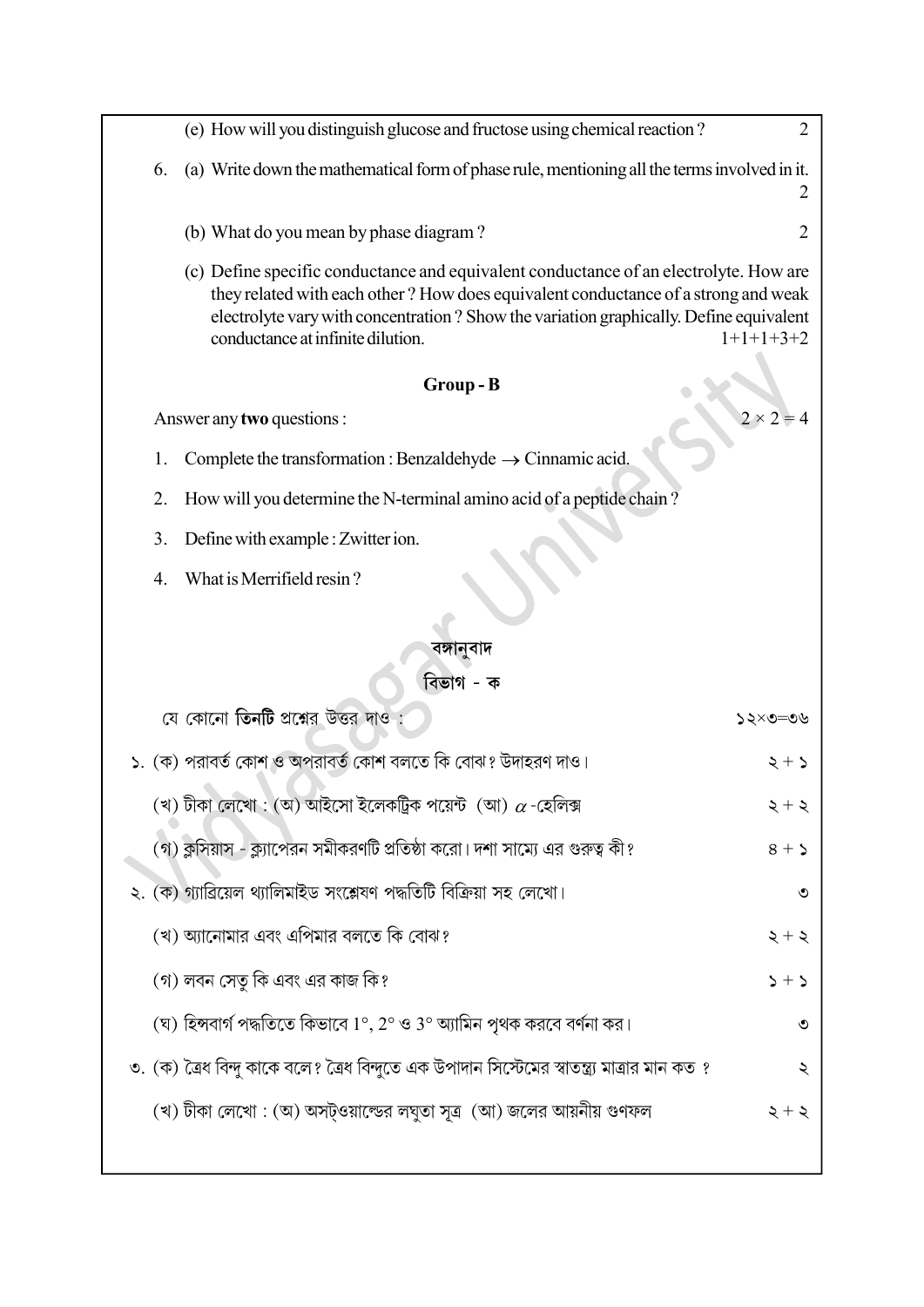(e) How will you distinguish glucose and fructose using chemical reaction ? 2

6. (a) Write down the mathematical form of phase rule, mentioning all the terms involved in it. 2

(b) What do you mean by phase diagram ? 2

(c) Define specific conductance and equivalent conductance of an electrolyte. How are they related with each other ? How does equivalent conductance of a strong and weak electrolyte vary with concentration ? Show the variation graphically. Define equivalent conductance at infinite dilution. 1+1+1+3+2

## Group - B

Answer any **two** questions : $2 \times 2 = 4$

1. Complete the transformation : Benzaldehyde $\rightarrow$ Cinnamic acid.
2. How will you determine the N-terminal amino acid of a peptide chain ?
3. Define with example : Zwitter ion.
4. What is Merrifield resin ?

## বঙ্গানুবাদ

## বিভাগ - ক

যে কোনো **তিনটি** প্রশ্নের উত্তর দাও : ১২×৩=৩৬

১. (ক) পরাবর্ত কোশ ও অপরাবর্ত কোশ বলতে কি বোঝ? উদাহরণ দাও। ২ + ১

(খ) টীকা লেখো : (অ) আইসো ইলেকট্রিক পয়েন্ট (আ) $\alpha$-হেলিক্স ২ + ২

(গ) ক্লসিয়াস - ক্ল্যাপেরন সমীকরণটি প্রতিষ্ঠা করো। দশা সাম্যে এর গুরুত্ব কী? ৪ + ১

২. (ক) গ্যাব্রিয়েল থ্যালিমাইড সংশ্লেষণ পদ্ধতিটি বিক্রিয়া সহ লেখো। ৩

(খ) অ্যানোমার এবং এপিমার বলতে কি বোঝ? ২ + ২

(গ) লবন সেতু কি এবং এর কাজ কি? ১ + ১

(ঘ) হিন্সবার্গ পদ্ধতিতে কিভাবে $1^\circ$, $2^\circ$ ও $3^\circ$ অ্যামিন পৃথক করবে বর্ণনা কর। ৩

৩. (ক) ত্রৈধ বিন্দু কাকে বলে? ত্রৈধ বিন্দুতে এক উপাদান সিস্টেমের স্বাতন্ত্র্য মাত্রার মান কত ? ২

(খ) টীকা লেখো : (অ) অসট্ওয়াল্ডের লঘুতা সূত্র (আ) জলের আয়নীয় গুণফল ২ + ২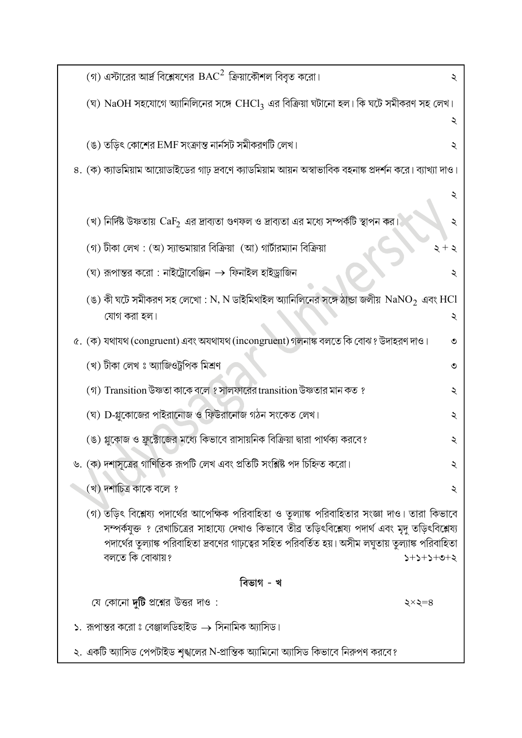(গ) এস্টারের আর্দ্র বিশ্লেষণের $BAC^2$ ক্রিয়াকৌশল বিবৃত করো। ২

(ঘ) NaOH সহযোগে অ্যানিলিনের সঙ্গে $CHCl_3$ এর বিক্রিয়া ঘটানো হল। কি ঘটে সমীকরণ সহ লেখ। ২

(ঙ) তড়িৎ কোশের EMF সংক্রান্ত নার্নস্ট সমীকরণটি লেখ। ২

৪. (ক) ক্যাডমিয়াম আয়োডাইডের গাঢ় দ্রবণে ক্যাডমিয়াম আয়ন অস্বাভাবিক বহনাঙ্ক প্রদর্শন করে। ব্যাখ্যা দাও। ২

(খ) নির্দিষ্ট উষ্ণতায় $CaF_2$ এর দ্রাব্যতা গুণফল ও দ্রাব্যতা এর মধ্যে সম্পর্কটি স্থাপন কর। ২

(গ) টীকা লেখ : (অ) স্যান্ডমায়ার বিক্রিয়া (আ) গাটারম্যান বিক্রিয়া ২ + ২

(ঘ) রূপান্তর করো : নাইট্রোবেঞ্জিন → ফিনাইল হাইড্রাজিন ২

(ঙ) কী ঘটে সমীকরণ সহ লেখো : N, N ডাইমিথাইল অ্যানিলিনের সঙ্গে ঠান্ডা জলীয় $NaNO_2$ এবং HCl যোগ করা হল। ২

৫. (ক) যথাযথ (congruent) এবং অযথাযথ (incongruent) গলনাঙ্ক বলতে কি বোঝ? উদাহরণ দাও। ৩

(খ) টীকা লেখ ঃ অ্যাজিওট্রপিক মিশ্রণ ৩

(গ) Transition উষ্ণতা কাকে বলে ? সালফারের transition উষ্ণতার মান কত ? ২

(ঘ) D-গ্লুকোজের পাইরানোজ ও ফিউরানোজ গঠন সংকেত লেখ। ২

(ঙ) গ্লুকোজ ও ফ্রুক্টোজের মধ্যে কিভাবে রাসায়নিক বিক্রিয়া দ্বারা পার্থক্য করবে? ২

৬. (ক) দশাসূত্রের গাণিতিক রূপটি লেখ এবং প্রতিটি সংশ্লিষ্ট পদ চিহ্নিত করো। ২

(খ) দশাচিত্র কাকে বলে ? ২

(গ) তড়িৎ বিশ্লেষ্য পদার্থের আপেক্ষিক পরিবাহিতা ও তুল্যাঙ্ক পরিবাহিতার সংজ্ঞা দাও। তারা কিভাবে সম্পর্কযুক্ত ? রেখাচিত্রের সাহায্যে দেখাও কিভাবে তীব্র তড়িৎবিশ্লেষ্য পদার্থ এবং মৃদু তড়িৎবিশ্লেষ্য পদার্থের তুল্যাঙ্ক পরিবাহিতা দ্রবণের গাঢ়ত্বের সহিত পরিবর্তিত হয়। অসীম লঘুতায় তুল্যাঙ্ক পরিবাহিতা বলতে কি বোঝায়? ১+১+১+৩+২

## বিভাগ - খ

যে কোনো **দুটি** প্রশ্নের উত্তর দাও : ২×২=৪

১. রূপান্তর করো ঃ বেঞ্জালডিহাইড → সিনামিক অ্যাসিড।

২. একটি অ্যাসিড পেপটাইড শৃঙ্খলের N-প্রান্তিক অ্যামিনো অ্যাসিড কিভাবে নিরুপণ করবে?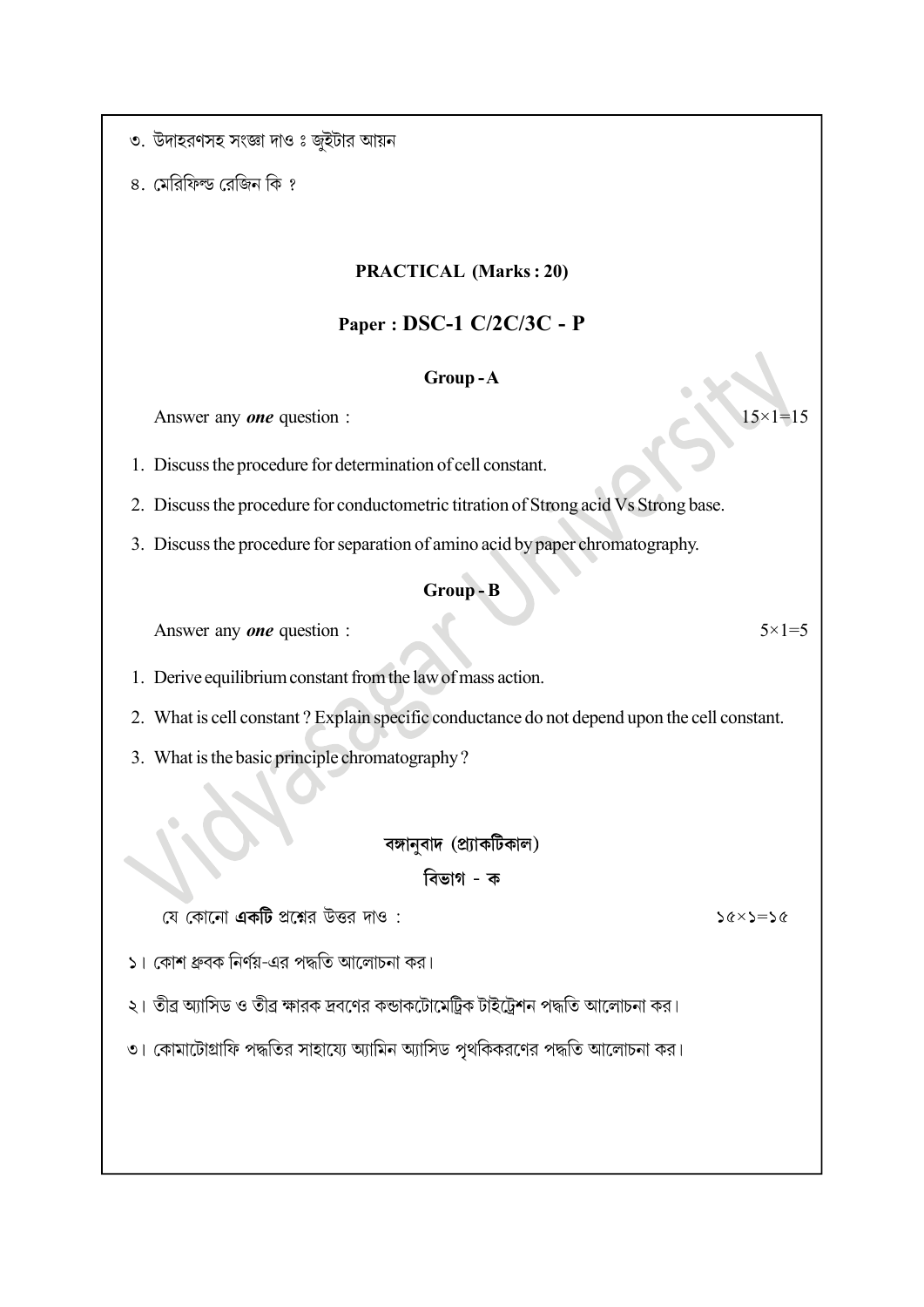৩. উদাহরণসহ সংজ্ঞা দাও ঃ জুইটার আয়ন

৪. মেরিফিল্ড রেজিন কি ?

**PRACTICAL (Marks : 20)**

## Paper : DSC-1 C/2C/3C - P

### Group - A

Answer any ***one*** question : $15\times1=15$

1. Discuss the procedure for determination of cell constant.
2. Discuss the procedure for conductometric titration of Strong acid Vs Strong base.
3. Discuss the procedure for separation of amino acid by paper chromatography.

### Group - B

Answer any ***one*** question : $5\times1=5$

1. Derive equilibrium constant from the law of mass action.
2. What is cell constant ? Explain specific conductance do not depend upon the cell constant.
3. What is the basic principle chromatography ?

**বঙ্গানুবাদ (প্র্যাকটিকাল)**

### বিভাগ - ক

যে কোনো **একটি** প্রশ্নের উত্তর দাও : ১৫×১=১৫

১। কোশ ধ্রুবক নির্ণয়-এর পদ্ধতি আলোচনা কর।

২। তীব্র অ্যাসিড ও তীব্র ক্ষারক দ্রবণের কন্ডাকটোমেট্রিক টাইট্রেশন পদ্ধতি আলোচনা কর।

৩। কোমাটোগ্রাফি পদ্ধতির সাহায্যে অ্যামিন অ্যাসিড পৃথকিকরণের পদ্ধতি আলোচনা কর।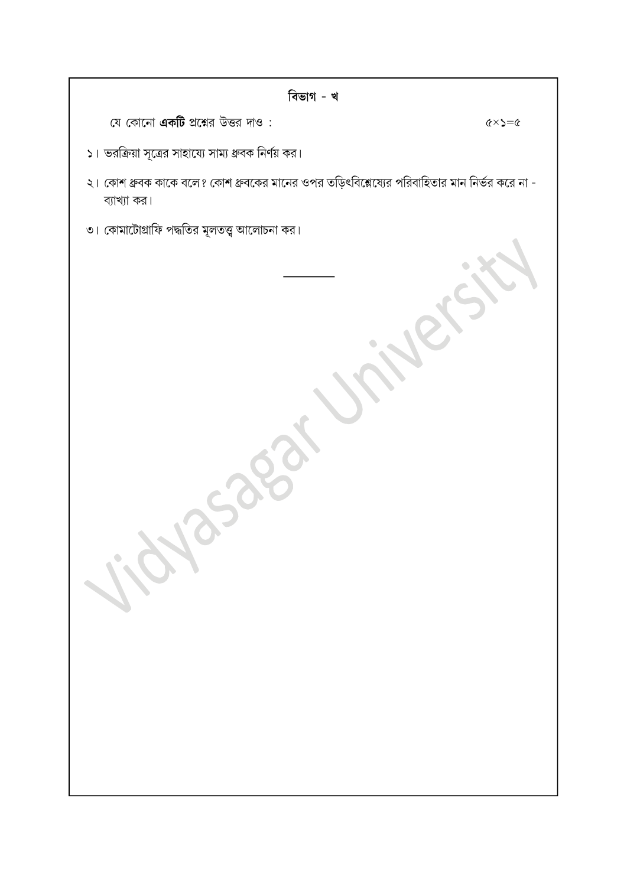## বিভাগ - খ

যে কোনো **একটি** প্রশ্নের উত্তর দাও : ৫×১=৫

১। ভরক্রিয়া সূত্রের সাহায্যে সাম্য ধ্রুবক নির্ণয় কর।

২। কোশ ধ্রুবক কাকে বলে? কোশ ধ্রুবকের মানের ওপর তড়িৎবিশ্লেষ্যের পরিবাহিতার মান নির্ভর করে না - ব্যাখ্যা কর।

৩। ক্রোমাটোগ্রাফি পদ্ধতির মূলতত্ত্ব আলোচনা কর।

---